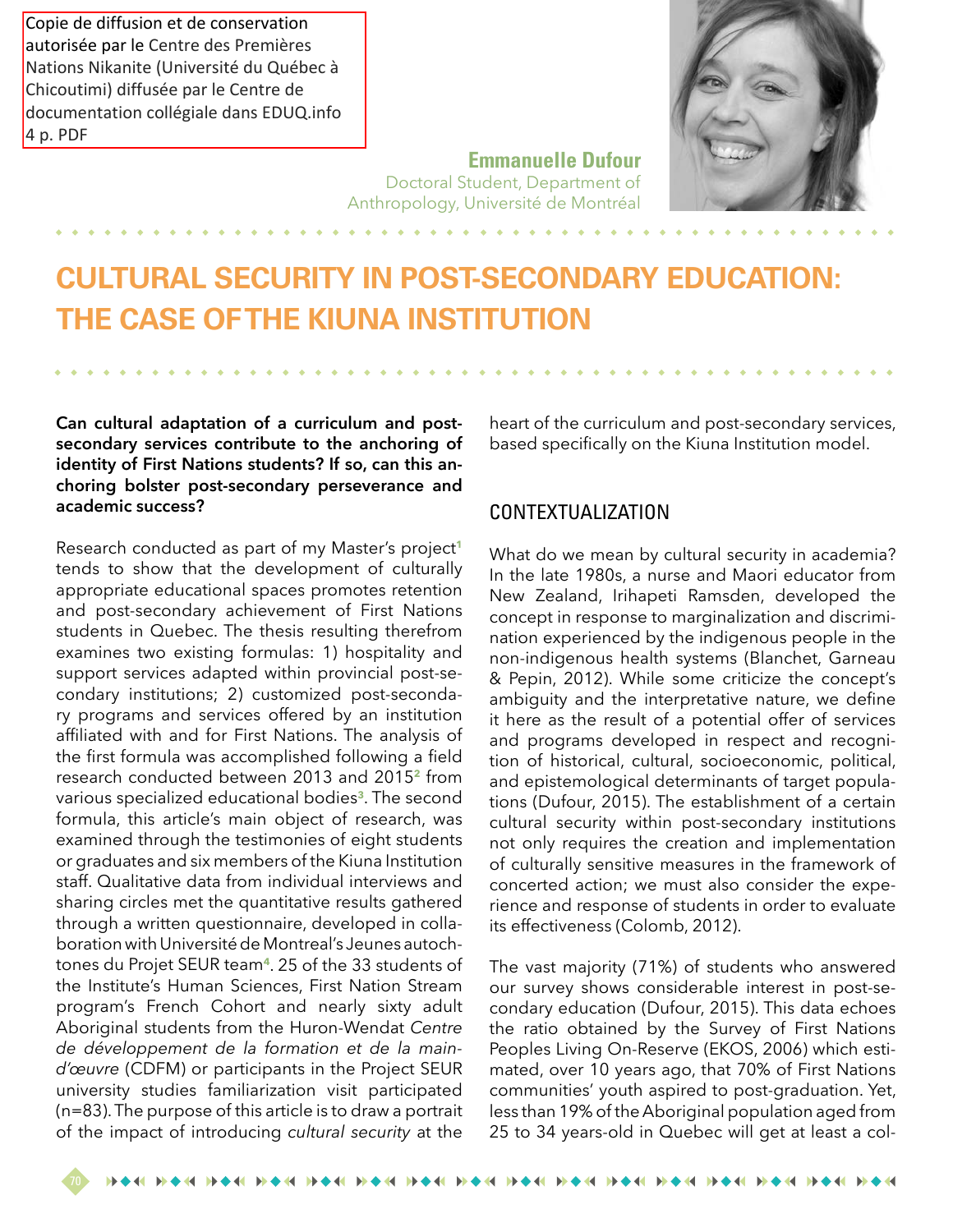Copie de diffusion et de conservation autorisée par le Centre des Premières Nations Nikanite (Université du Québec à Chicoutimi) diffusée par le Centre de documentation collégiale dans EDUQ.info 4 p. PDF

**Emmanuelle Dufour**
Doctoral Student, Department of Anthropology, Université de Montréal

# CULTURAL SECURITY IN POST-SECONDARY EDUCATION: THE CASE OF THE KIUNA INSTITUTION

**Can cultural adaptation of a curriculum and post-secondary services contribute to the anchoring of identity of First Nations students? If so, can this anchoring bolster post-secondary perseverance and academic success?**

Research conducted as part of my Master's project[1] tends to show that the development of culturally appropriate educational spaces promotes retention and post-secondary achievement of First Nations students in Quebec. The thesis resulting therefrom examines two existing formulas: 1) hospitality and support services adapted within provincial post-secondary institutions; 2) customized post-secondary programs and services offered by an institution affiliated with and for First Nations. The analysis of the first formula was accomplished following a field research conducted between 2013 and 2015[2] from various specialized educational bodies[3]. The second formula, this article's main object of research, was examined through the testimonies of eight students or graduates and six members of the Kiuna Institution staff. Qualitative data from individual interviews and sharing circles met the quantitative results gathered through a written questionnaire, developed in collaboration with Université de Montreal's Jeunes autochtones du Projet SEUR team[4]. 25 of the 33 students of the Institute's Human Sciences, First Nation Stream program's French Cohort and nearly sixty adult Aboriginal students from the Huron-Wendat *Centre de développement de la formation et de la main-d'œuvre* (CDFM) or participants in the Project SEUR university studies familiarization visit participated (n=83). The purpose of this article is to draw a portrait of the impact of introducing *cultural security* at the heart of the curriculum and post-secondary services, based specifically on the Kiuna Institution model.

## CONTEXTUALIZATION

What do we mean by cultural security in academia? In the late 1980s, a nurse and Maori educator from New Zealand, Irihapeti Ramsden, developed the concept in response to marginalization and discrimination experienced by the indigenous people in the non-indigenous health systems (Blanchet, Garneau & Pepin, 2012). While some criticize the concept's ambiguity and the interpretative nature, we define it here as the result of a potential offer of services and programs developed in respect and recognition of historical, cultural, socioeconomic, political, and epistemological determinants of target populations (Dufour, 2015). The establishment of a certain cultural security within post-secondary institutions not only requires the creation and implementation of culturally sensitive measures in the framework of concerted action; we must also consider the experience and response of students in order to evaluate its effectiveness (Colomb, 2012).

The vast majority (71%) of students who answered our survey shows considerable interest in post-secondary education (Dufour, 2015). This data echoes the ratio obtained by the Survey of First Nations Peoples Living On-Reserve (EKOS, 2006) which estimated, over 10 years ago, that 70% of First Nations communities' youth aspired to post-graduation. Yet, less than 19% of the Aboriginal population aged from 25 to 34 years-old in Quebec will get at least a col-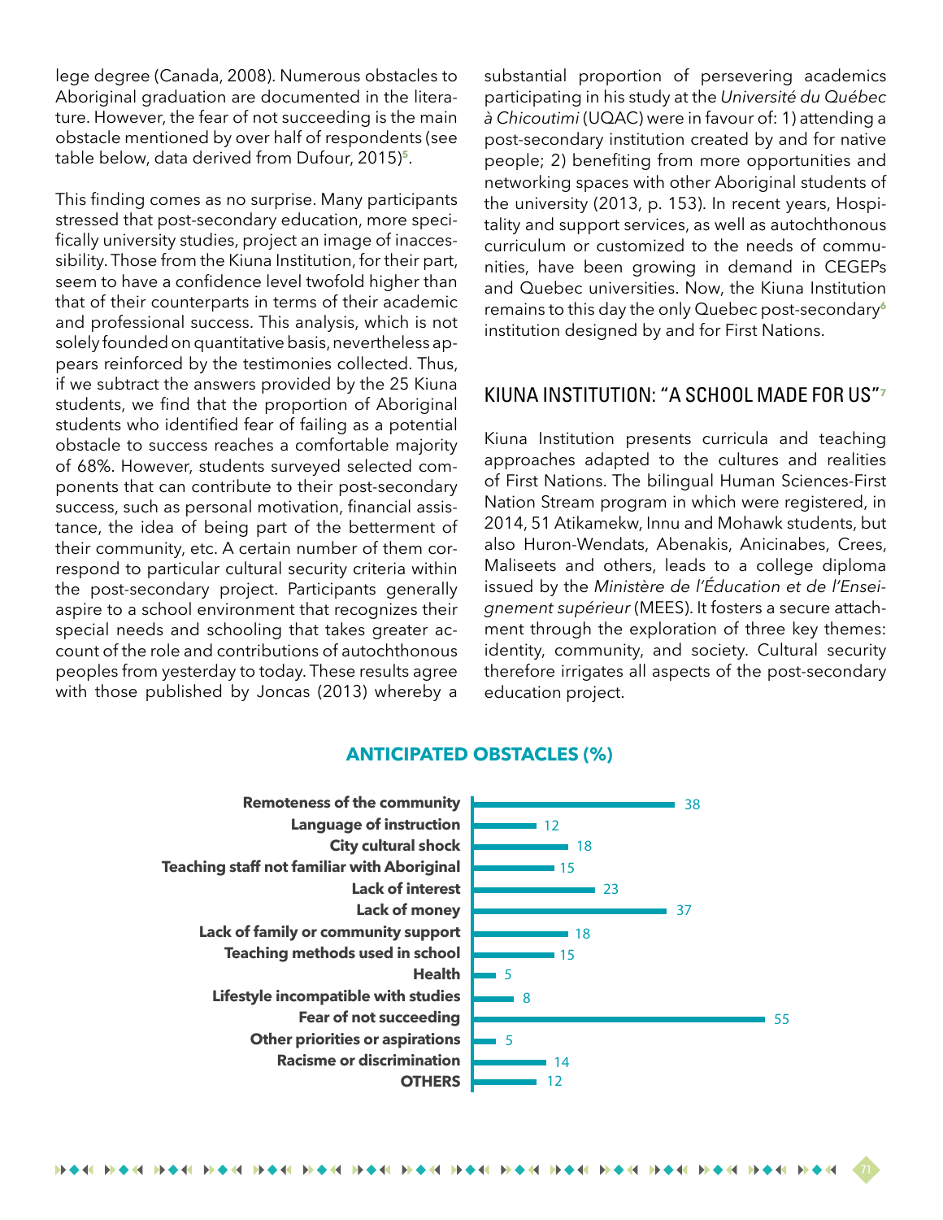lege degree (Canada, 2008). Numerous obstacles to Aboriginal graduation are documented in the literature. However, the fear of not succeeding is the main obstacle mentioned by over half of respondents (see table below, data derived from Dufour, 2015)[5].

This finding comes as no surprise. Many participants stressed that post-secondary education, more specifically university studies, project an image of inaccessibility. Those from the Kiuna Institution, for their part, seem to have a confidence level twofold higher than that of their counterparts in terms of their academic and professional success. This analysis, which is not solely founded on quantitative basis, nevertheless appears reinforced by the testimonies collected. Thus, if we subtract the answers provided by the 25 Kiuna students, we find that the proportion of Aboriginal students who identified fear of failing as a potential obstacle to success reaches a comfortable majority of 68%. However, students surveyed selected components that can contribute to their post-secondary success, such as personal motivation, financial assistance, the idea of being part of the betterment of their community, etc. A certain number of them correspond to particular cultural security criteria within the post-secondary project. Participants generally aspire to a school environment that recognizes their special needs and schooling that takes greater account of the role and contributions of autochthonous peoples from yesterday to today. These results agree with those published by Joncas (2013) whereby a substantial proportion of persevering academics participating in his study at the *Université du Québec à Chicoutimi* (UQAC) were in favour of: 1) attending a post-secondary institution created by and for native people; 2) benefiting from more opportunities and networking spaces with other Aboriginal students of the university (2013, p. 153). In recent years, Hospitality and support services, as well as autochthonous curriculum or customized to the needs of communities, have been growing in demand in CEGEPs and Quebec universities. Now, the Kiuna Institution remains to this day the only Quebec post-secondary[6] institution designed by and for First Nations.

## KIUNA INSTITUTION: "A SCHOOL MADE FOR US"[7]

Kiuna Institution presents curricula and teaching approaches adapted to the cultures and realities of First Nations. The bilingual Human Sciences-First Nation Stream program in which were registered, in 2014, 51 Atikamekw, Innu and Mohawk students, but also Huron-Wendats, Abenakis, Anicinabes, Crees, Maliseets and others, leads to a college diploma issued by the *Ministère de l'Éducation et de l'Enseignement supérieur* (MEES). It fosters a secure attachment through the exploration of three key themes: identity, community, and society. Cultural security therefore irrigates all aspects of the post-secondary education project.

**ANTICIPATED OBSTACLES (%)**

| Obstacle | % |
|---|---|
| Remoteness of the community | 38 |
| Language of instruction | 12 |
| City cultural shock | 18 |
| Teaching staff not familiar with Aboriginal | 15 |
| Lack of interest | 23 |
| Lack of money | 37 |
| Lack of family or community support | 18 |
| Teaching methods used in school | 15 |
| Health | 5 |
| Lifestyle incompatible with studies | 8 |
| Fear of not succeeding | 55 |
| Other priorities or aspirations | 5 |
| Racisme or discrimination | 14 |
| OTHERS | 12 |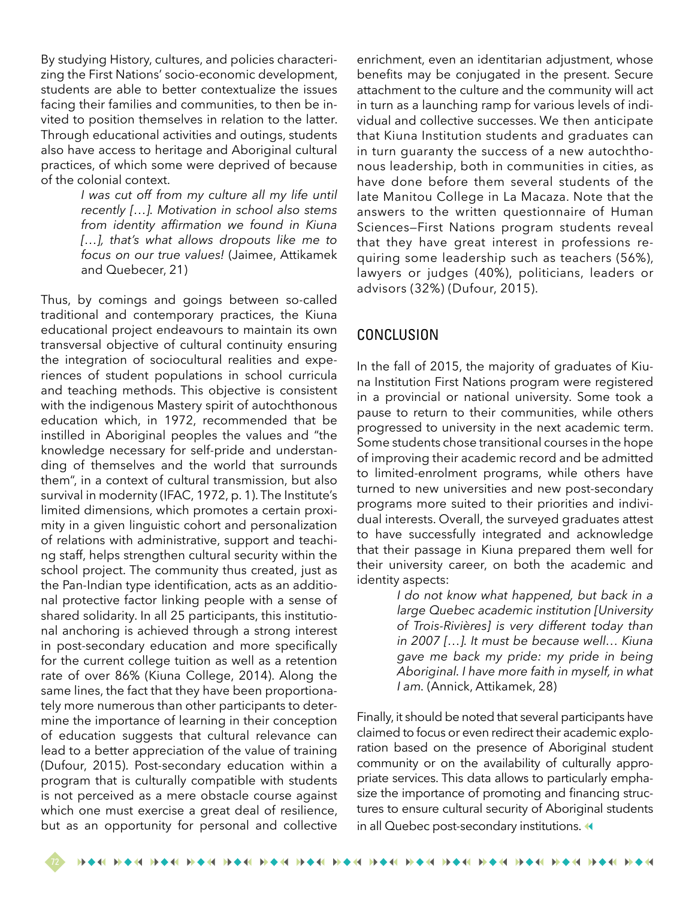By studying History, cultures, and policies characterizing the First Nations' socio-economic development, students are able to better contextualize the issues facing their families and communities, to then be invited to position themselves in relation to the latter. Through educational activities and outings, students also have access to heritage and Aboriginal cultural practices, of which some were deprived of because of the colonial context.

> *I was cut off from my culture all my life until recently […]. Motivation in school also stems from identity affirmation we found in Kiuna […], that's what allows dropouts like me to focus on our true values!* (Jaimee, Attikamek and Quebecer, 21)

Thus, by comings and goings between so-called traditional and contemporary practices, the Kiuna educational project endeavours to maintain its own transversal objective of cultural continuity ensuring the integration of sociocultural realities and experiences of student populations in school curricula and teaching methods. This objective is consistent with the indigenous Mastery spirit of autochthonous education which, in 1972, recommended that be instilled in Aboriginal peoples the values and "the knowledge necessary for self-pride and understanding of themselves and the world that surrounds them", in a context of cultural transmission, but also survival in modernity (IFAC, 1972, p. 1). The Institute's limited dimensions, which promotes a certain proximity in a given linguistic cohort and personalization of relations with administrative, support and teaching staff, helps strengthen cultural security within the school project. The community thus created, just as the Pan-Indian type identification, acts as an additional protective factor linking people with a sense of shared solidarity. In all 25 participants, this institutional anchoring is achieved through a strong interest in post-secondary education and more specifically for the current college tuition as well as a retention rate of over 86% (Kiuna College, 2014). Along the same lines, the fact that they have been proportionately more numerous than other participants to determine the importance of learning in their conception of education suggests that cultural relevance can lead to a better appreciation of the value of training (Dufour, 2015). Post-secondary education within a program that is culturally compatible with students is not perceived as a mere obstacle course against which one must exercise a great deal of resilience, but as an opportunity for personal and collective enrichment, even an identitarian adjustment, whose benefits may be conjugated in the present. Secure attachment to the culture and the community will act in turn as a launching ramp for various levels of individual and collective successes. We then anticipate that Kiuna Institution students and graduates can in turn guaranty the success of a new autochthonous leadership, both in communities in cities, as have done before them several students of the late Manitou College in La Macaza. Note that the answers to the written questionnaire of Human Sciences—First Nations program students reveal that they have great interest in professions requiring some leadership such as teachers (56%), lawyers or judges (40%), politicians, leaders or advisors (32%) (Dufour, 2015).

## CONCLUSION

In the fall of 2015, the majority of graduates of Kiuna Institution First Nations program were registered in a provincial or national university. Some took a pause to return to their communities, while others progressed to university in the next academic term. Some students chose transitional courses in the hope of improving their academic record and be admitted to limited-enrolment programs, while others have turned to new universities and new post-secondary programs more suited to their priorities and individual interests. Overall, the surveyed graduates attest to have successfully integrated and acknowledge that their passage in Kiuna prepared them well for their university career, on both the academic and identity aspects:

> *I do not know what happened, but back in a large Quebec academic institution [University of Trois-Rivières] is very different today than in 2007 […]. It must be because well… Kiuna gave me back my pride: my pride in being Aboriginal. I have more faith in myself, in what I am.* (Annick, Attikamek, 28)

Finally, it should be noted that several participants have claimed to focus or even redirect their academic exploration based on the presence of Aboriginal student community or on the availability of culturally appropriate services. This data allows to particularly emphasize the importance of promoting and financing structures to ensure cultural security of Aboriginal students in all Quebec post-secondary institutions.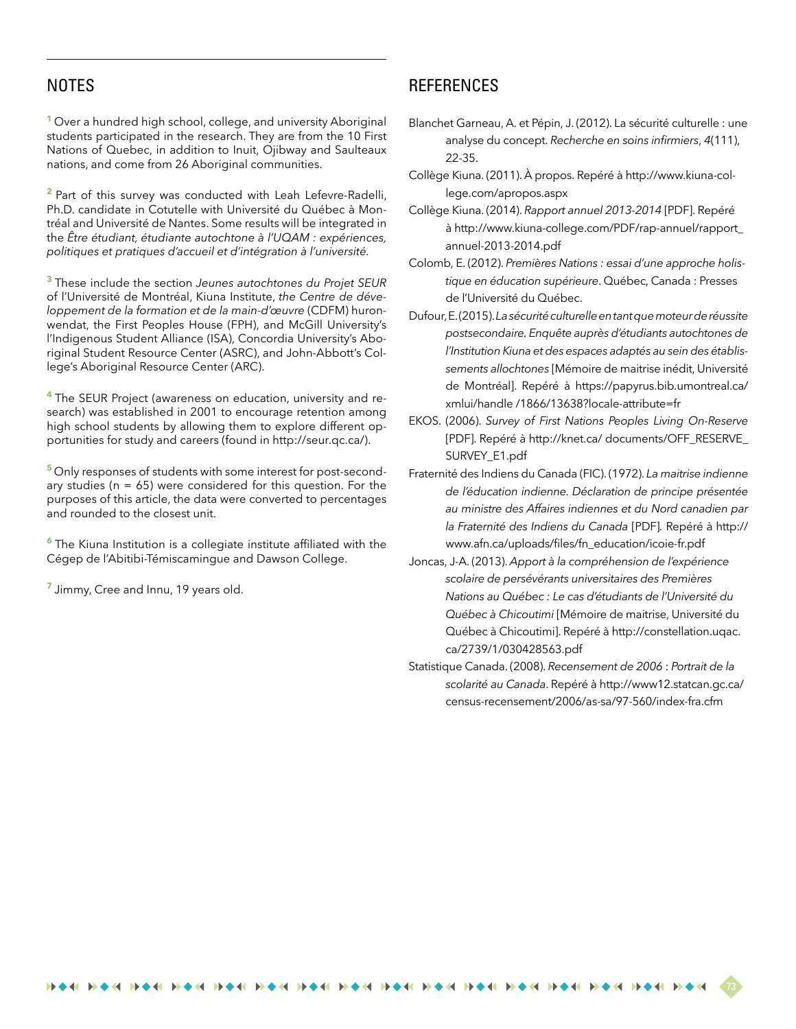## NOTES

[1] Over a hundred high school, college, and university Aboriginal students participated in the research. They are from the 10 First Nations of Quebec, in addition to Inuit, Ojibway and Saulteaux nations, and come from 26 Aboriginal communities.

[2] Part of this survey was conducted with Leah Lefevre-Radelli, Ph.D. candidate in Cotutelle with Université du Québec à Montréal and Université de Nantes. Some results will be integrated in the *Être étudiant, étudiante autochtone à l'UQAM : expériences, politiques et pratiques d'accueil et d'intégration à l'université*.

[3] These include the section *Jeunes autochtones du Projet SEUR* of l'Université de Montréal, Kiuna Institute, *the Centre de développement de la formation et de la main-d'œuvre* (CDFM) huron-wendat, the First Peoples House (FPH), and McGill University's l'Indigenous Student Alliance (ISA), Concordia University's Aboriginal Student Resource Center (ASRC), and John-Abbott's College's Aboriginal Resource Center (ARC).

[4] The SEUR Project (awareness on education, university and research) was established in 2001 to encourage retention among high school students by allowing them to explore different opportunities for study and careers (found in http://seur.qc.ca/).

[5] Only responses of students with some interest for post-secondary studies (n = 65) were considered for this question. For the purposes of this article, the data were converted to percentages and rounded to the closest unit.

[6] The Kiuna Institution is a collegiate institute affiliated with the Cégep de l'Abitibi-Témiscamingue and Dawson College.

[7] Jimmy, Cree and Innu, 19 years old.

## REFERENCES

Blanchet Garneau, A. et Pépin, J. (2012). La sécurité culturelle : une analyse du concept. *Recherche en soins infirmiers*, *4*(111), 22-35.

Collège Kiuna. (2011). À propos. Repéré à http://www.kiuna-college.com/apropos.aspx

Collège Kiuna. (2014). *Rapport annuel 2013-2014* [PDF]. Repéré à http://www.kiuna-college.com/PDF/rap-annuel/rapport_annuel-2013-2014.pdf

Colomb, E. (2012). *Premières Nations : essai d'une approche holistique en éducation supérieure*. Québec, Canada : Presses de l'Université du Québec.

Dufour, E. (2015). *La sécurité culturelle en tant que moteur de réussite postsecondaire. Enquête auprès d'étudiants autochtones de l'Institution Kiuna et des espaces adaptés au sein des établissements allochtones* [Mémoire de maitrise inédit, Université de Montréal]. Repéré à https://papyrus.bib.umontreal.ca/xmlui/handle /1866/13638?locale-attribute=fr

EKOS. (2006). *Survey of First Nations Peoples Living On-Reserve* [PDF]. Repéré à http://knet.ca/ documents/OFF_RESERVE_SURVEY_E1.pdf

Fraternité des Indiens du Canada (FIC). (1972). *La maitrise indienne de l'éducation indienne. Déclaration de principe présentée au ministre des Affaires indiennes et du Nord canadien par la Fraternité des Indiens du Canada* [PDF]. Repéré à http://www.afn.ca/uploads/files/fn_education/icoie-fr.pdf

Joncas, J-A. (2013). *Apport à la compréhension de l'expérience scolaire de persévérants universitaires des Premières Nations au Québec : Le cas d'étudiants de l'Université du Québec à Chicoutimi* [Mémoire de maitrise, Université du Québec à Chicoutimi]. Repéré à http://constellation.uqac.ca/2739/1/030428563.pdf

Statistique Canada. (2008). *Recensement de 2006* : *Portrait de la scolarité au Canada*. Repéré à http://www12.statcan.gc.ca/census-recensement/2006/as-sa/97-560/index-fra.cfm